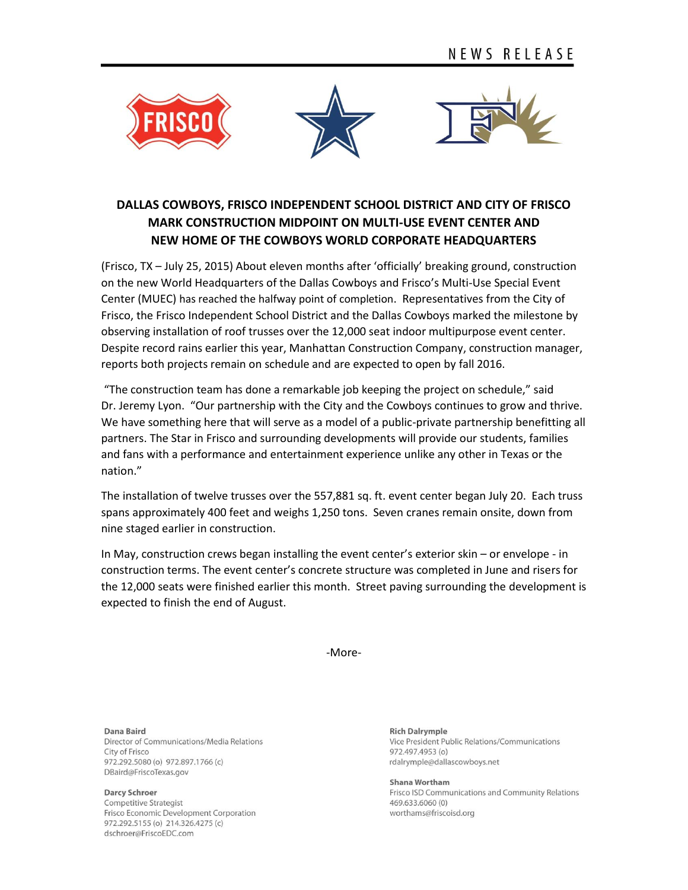NEWS RELEASE

# DALLAS COWBOYS, FRISCO INDEPENDENT SCHOOL DISTRICT AND CITY OF FRISCO MARK CONSTRUCTION MIDPOINT ON MULTI-USE EVENT CENTER AND NEW HOME OF THE COWBOYS WORLD CORPORATE HEADQUARTERS

(Frisco, TX – July 25, 2015) About eleven months after 'officially' breaking ground, construction on the new World Headquarters of the Dallas Cowboys and Frisco's Multi-Use Special Event Center (MUEC) has reached the halfway point of completion. Representatives from the City of Frisco, the Frisco Independent School District and the Dallas Cowboys marked the milestone by observing installation of roof trusses over the 12,000 seat indoor multipurpose event center. Despite record rains earlier this year, Manhattan Construction Company, construction manager, reports both projects remain on schedule and are expected to open by fall 2016.

"The construction team has done a remarkable job keeping the project on schedule," said Dr. Jeremy Lyon. "Our partnership with the City and the Cowboys continues to grow and thrive. We have something here that will serve as a model of a public-private partnership benefitting all partners. The Star in Frisco and surrounding developments will provide our students, families and fans with a performance and entertainment experience unlike any other in Texas or the nation."

The installation of twelve trusses over the 557,881 sq. ft. event center began July 20. Each truss spans approximately 400 feet and weighs 1,250 tons. Seven cranes remain onsite, down from nine staged earlier in construction.

In May, construction crews began installing the event center's exterior skin – or envelope - in construction terms. The event center's concrete structure was completed in June and risers for the 12,000 seats were finished earlier this month. Street paving surrounding the development is expected to finish the end of August.

-More-

**Dana Baird**
Director of Communications/Media Relations
City of Frisco
972.292.5080 (o) 972.897.1766 (c)
DBaird@FriscoTexas.gov

**Darcy Schroer**
Competitive Strategist
Frisco Economic Development Corporation
972.292.5155 (o) 214.326.4275 (c)
dschroer@FriscoEDC.com

**Rich Dalrymple**
Vice President Public Relations/Communications
972.497.4953 (o)
rdalrymple@dallascowboys.net

**Shana Wortham**
Frisco ISD Communications and Community Relations
469.633.6060 (0)
worthams@friscoisd.org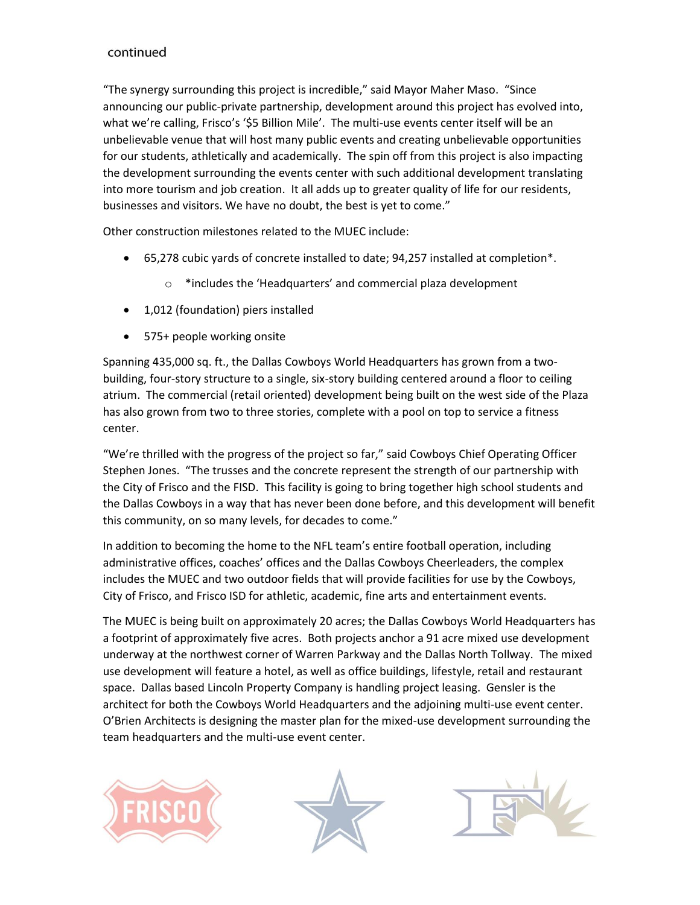continued

"The synergy surrounding this project is incredible," said Mayor Maher Maso. "Since announcing our public-private partnership, development around this project has evolved into, what we're calling, Frisco's '$5 Billion Mile'. The multi-use events center itself will be an unbelievable venue that will host many public events and creating unbelievable opportunities for our students, athletically and academically. The spin off from this project is also impacting the development surrounding the events center with such additional development translating into more tourism and job creation. It all adds up to greater quality of life for our residents, businesses and visitors. We have no doubt, the best is yet to come."

Other construction milestones related to the MUEC include:

- 65,278 cubic yards of concrete installed to date; 94,257 installed at completion*.
  - *includes the 'Headquarters' and commercial plaza development
- 1,012 (foundation) piers installed
- 575+ people working onsite

Spanning 435,000 sq. ft., the Dallas Cowboys World Headquarters has grown from a two-building, four-story structure to a single, six-story building centered around a floor to ceiling atrium. The commercial (retail oriented) development being built on the west side of the Plaza has also grown from two to three stories, complete with a pool on top to service a fitness center.

"We're thrilled with the progress of the project so far," said Cowboys Chief Operating Officer Stephen Jones. "The trusses and the concrete represent the strength of our partnership with the City of Frisco and the FISD. This facility is going to bring together high school students and the Dallas Cowboys in a way that has never been done before, and this development will benefit this community, on so many levels, for decades to come."

In addition to becoming the home to the NFL team's entire football operation, including administrative offices, coaches' offices and the Dallas Cowboys Cheerleaders, the complex includes the MUEC and two outdoor fields that will provide facilities for use by the Cowboys, City of Frisco, and Frisco ISD for athletic, academic, fine arts and entertainment events.

The MUEC is being built on approximately 20 acres; the Dallas Cowboys World Headquarters has a footprint of approximately five acres. Both projects anchor a 91 acre mixed use development underway at the northwest corner of Warren Parkway and the Dallas North Tollway. The mixed use development will feature a hotel, as well as office buildings, lifestyle, retail and restaurant space. Dallas based Lincoln Property Company is handling project leasing. Gensler is the architect for both the Cowboys World Headquarters and the adjoining multi-use event center. O'Brien Architects is designing the master plan for the mixed-use development surrounding the team headquarters and the multi-use event center.